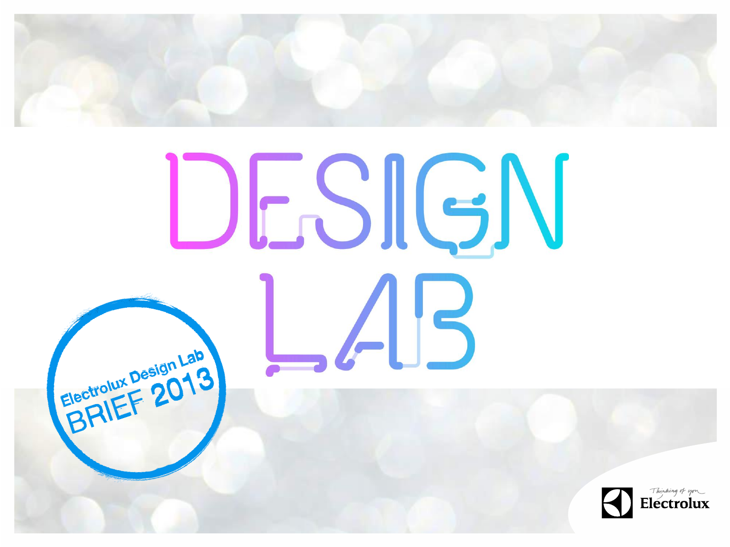# DESIGN LAB

Electrolux Design Lab
BRIEF 2013

Thinking of you
Electrolux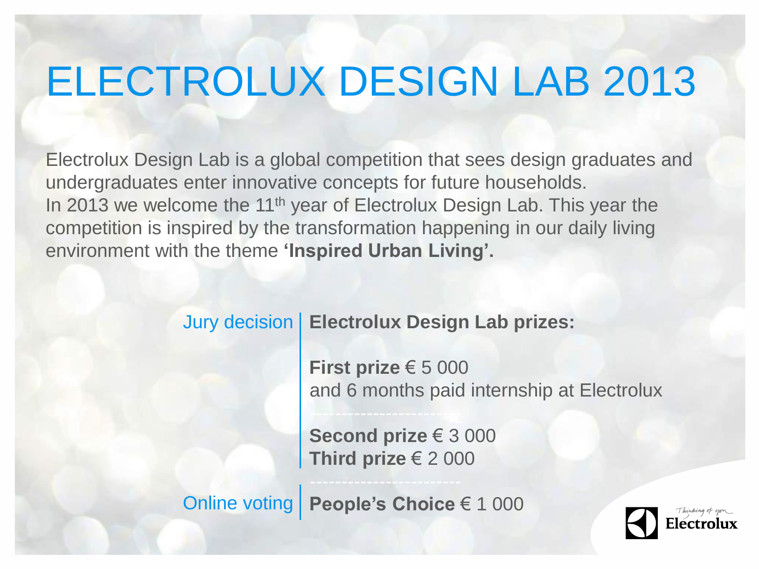# ELECTROLUX DESIGN LAB 2013

Electrolux Design Lab is a global competition that sees design graduates and undergraduates enter innovative concepts for future households.
In 2013 we welcome the 11$^{th}$ year of Electrolux Design Lab. This year the competition is inspired by the transformation happening in our daily living environment with the theme **'Inspired Urban Living'.**

Jury decision | **Electrolux Design Lab prizes:**

**First prize** € 5 000
and 6 months paid internship at Electrolux

**Second prize** € 3 000
**Third prize** € 2 000

Online voting | **People's Choice** € 1 000

Thinking of you
Electrolux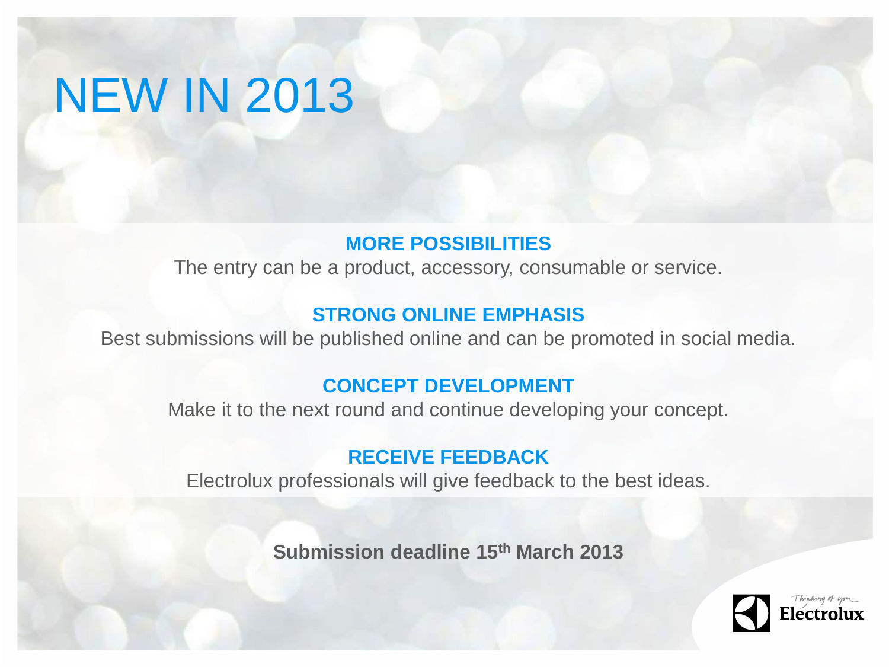# NEW IN 2013

**MORE POSSIBILITIES**

The entry can be a product, accessory, consumable or service.

**STRONG ONLINE EMPHASIS**

Best submissions will be published online and can be promoted in social media.

**CONCEPT DEVELOPMENT**

Make it to the next round and continue developing your concept.

**RECEIVE FEEDBACK**

Electrolux professionals will give feedback to the best ideas.

**Submission deadline 15th March 2013**

Thinking of you
Electrolux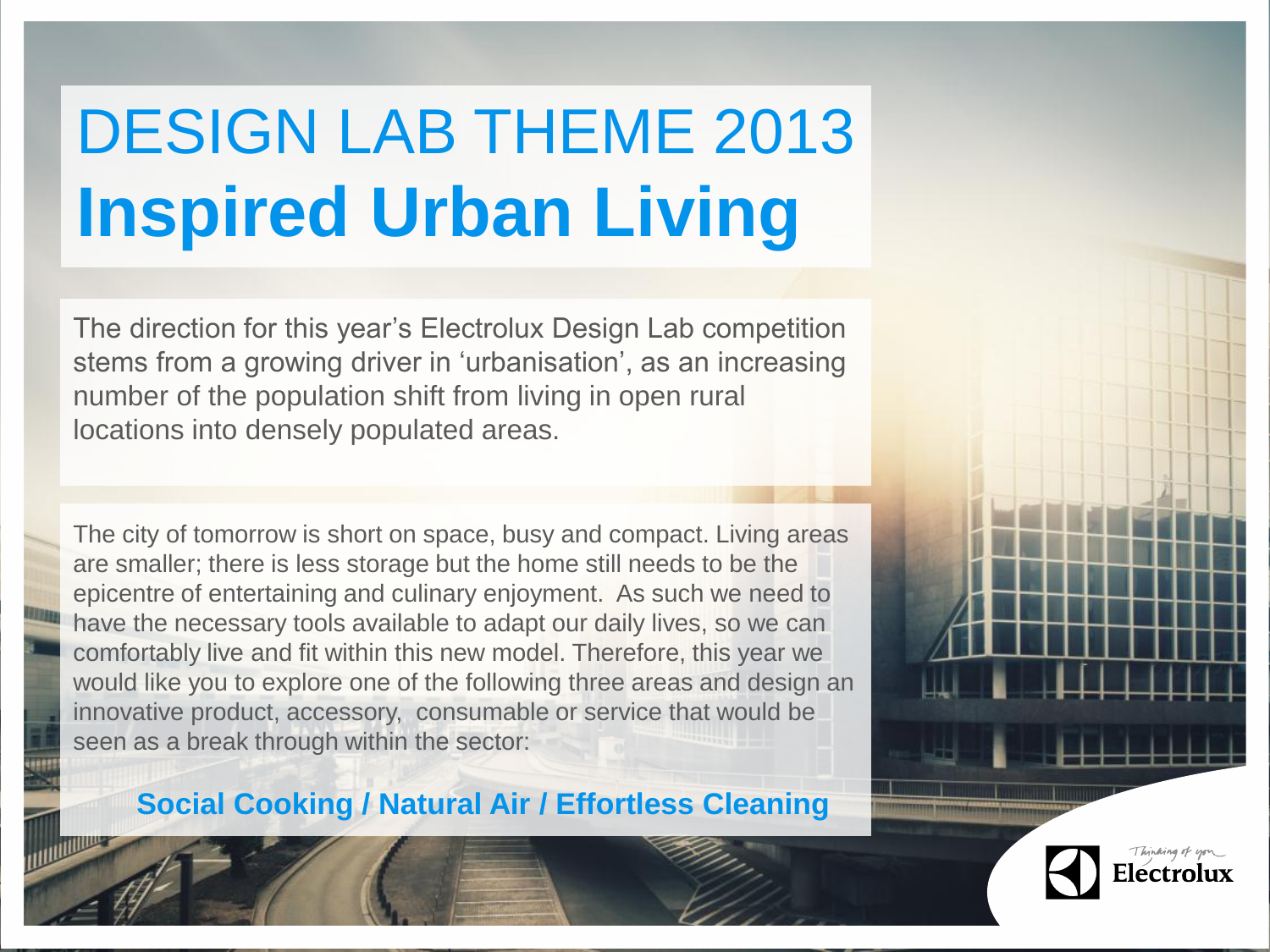# DESIGN LAB THEME 2013
# **Inspired Urban Living**

The direction for this year's Electrolux Design Lab competition stems from a growing driver in 'urbanisation', as an increasing number of the population shift from living in open rural locations into densely populated areas.

The city of tomorrow is short on space, busy and compact. Living areas are smaller; there is less storage but the home still needs to be the epicentre of entertaining and culinary enjoyment. As such we need to have the necessary tools available to adapt our daily lives, so we can comfortably live and fit within this new model. Therefore, this year we would like you to explore one of the following three areas and design an innovative product, accessory, consumable or service that would be seen as a break through within the sector:

**Social Cooking / Natural Air / Effortless Cleaning**

Thinking of you
Electrolux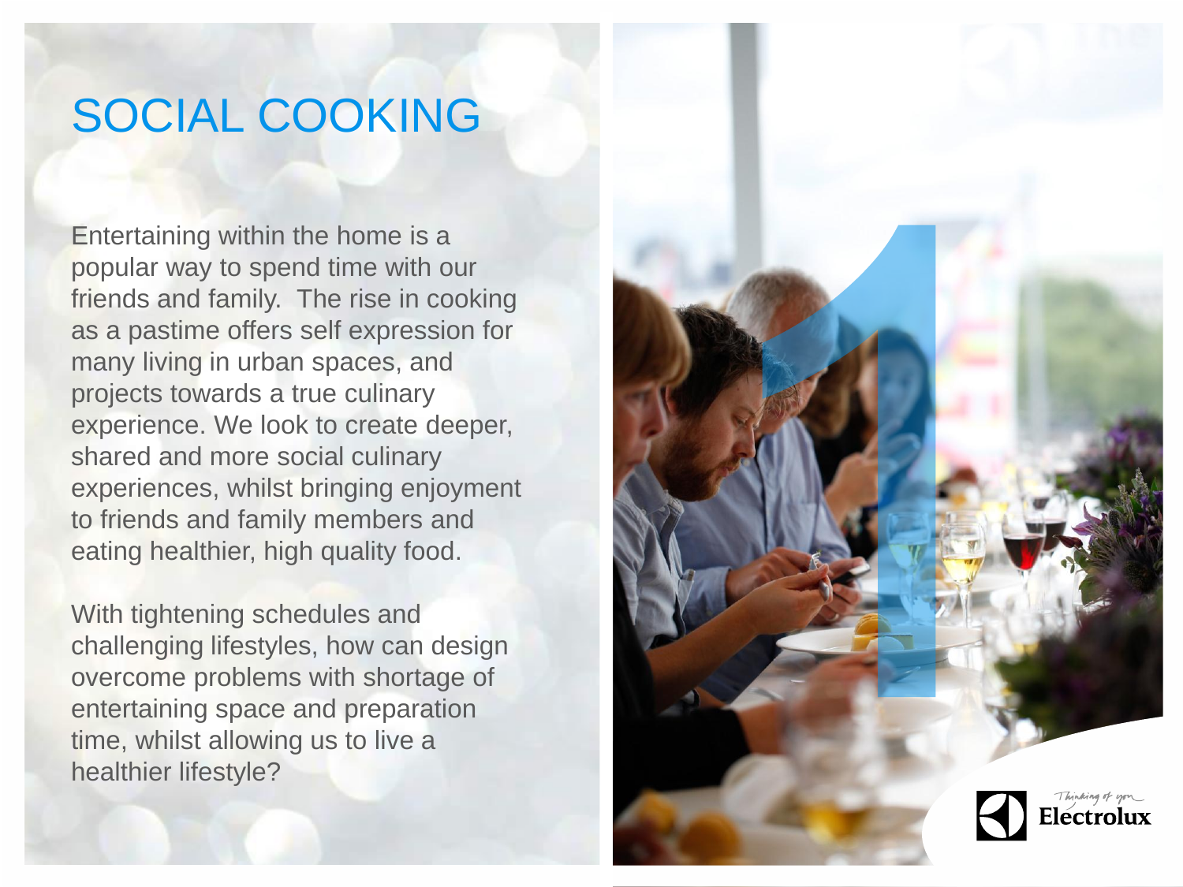# SOCIAL COOKING

Entertaining within the home is a popular way to spend time with our friends and family. The rise in cooking as a pastime offers self expression for many living in urban spaces, and projects towards a true culinary experience. We look to create deeper, shared and more social culinary experiences, whilst bringing enjoyment to friends and family members and eating healthier, high quality food.

With tightening schedules and challenging lifestyles, how can design overcome problems with shortage of entertaining space and preparation time, whilst allowing us to live a healthier lifestyle?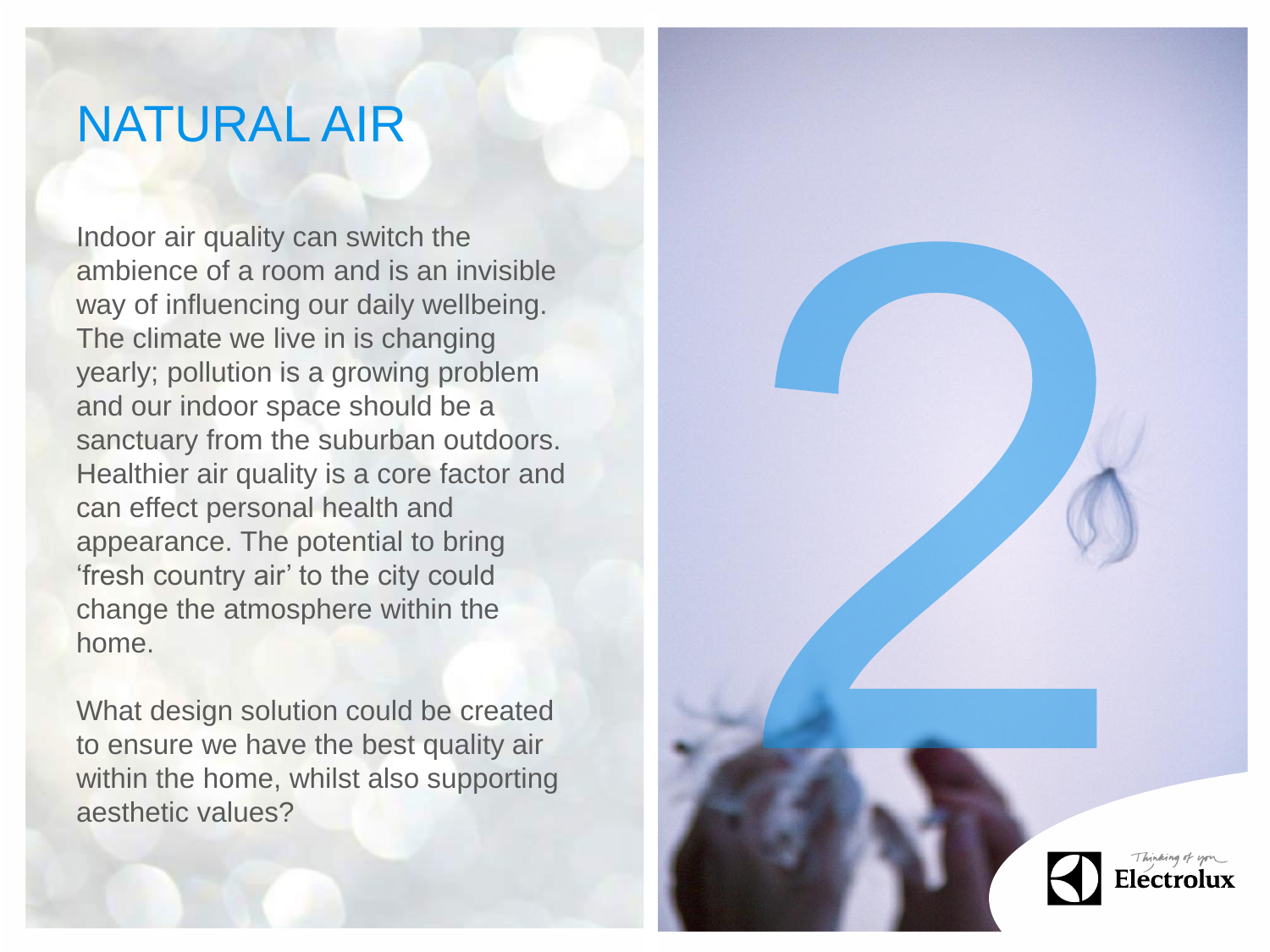# NATURAL AIR

Indoor air quality can switch the ambience of a room and is an invisible way of influencing our daily wellbeing. The climate we live in is changing yearly; pollution is a growing problem and our indoor space should be a sanctuary from the suburban outdoors. Healthier air quality is a core factor and can effect personal health and appearance. The potential to bring 'fresh country air' to the city could change the atmosphere within the home.

What design solution could be created to ensure we have the best quality air within the home, whilst also supporting aesthetic values?

2

Thinking of you
Electrolux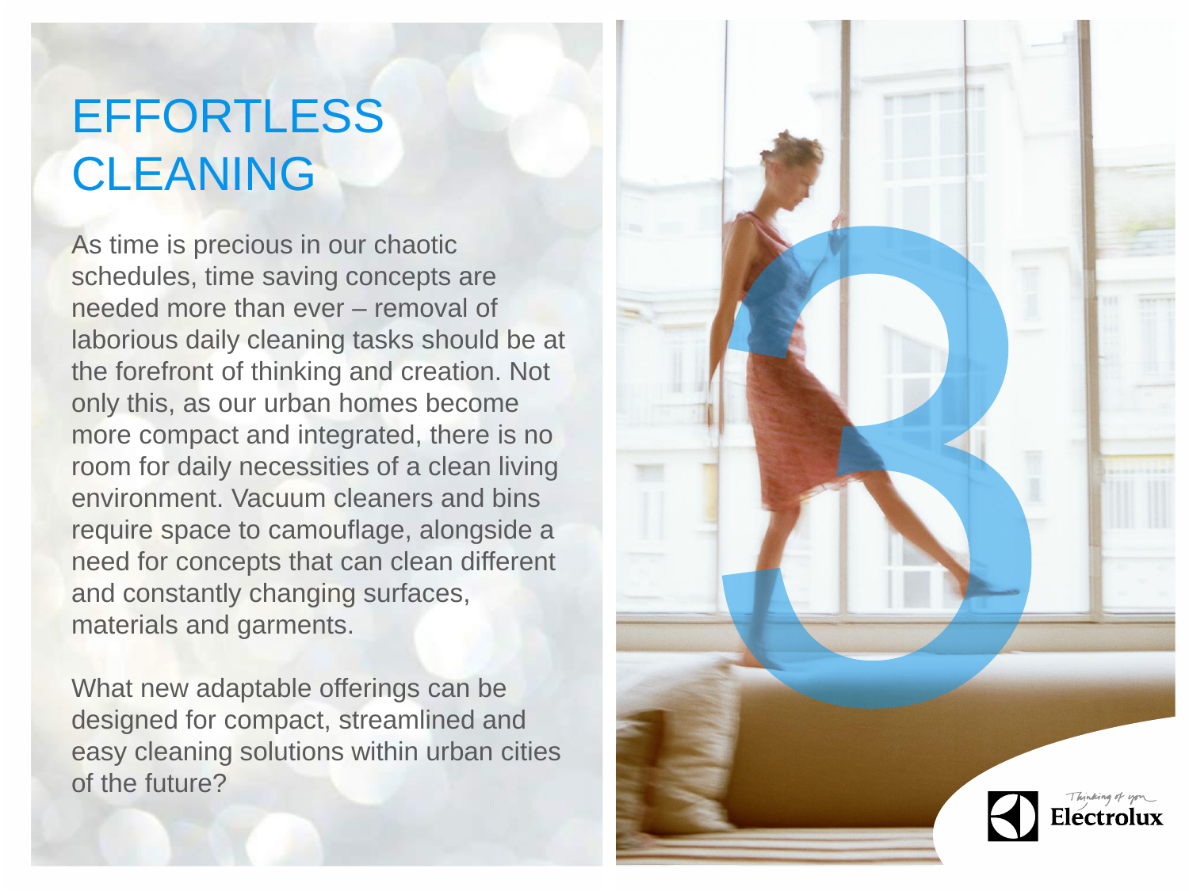# EFFORTLESS CLEANING

As time is precious in our chaotic schedules, time saving concepts are needed more than ever – removal of laborious daily cleaning tasks should be at the forefront of thinking and creation. Not only this, as our urban homes become more compact and integrated, there is no room for daily necessities of a clean living environment. Vacuum cleaners and bins require space to camouflage, alongside a need for concepts that can clean different and constantly changing surfaces, materials and garments.

What new adaptable offerings can be designed for compact, streamlined and easy cleaning solutions within urban cities of the future?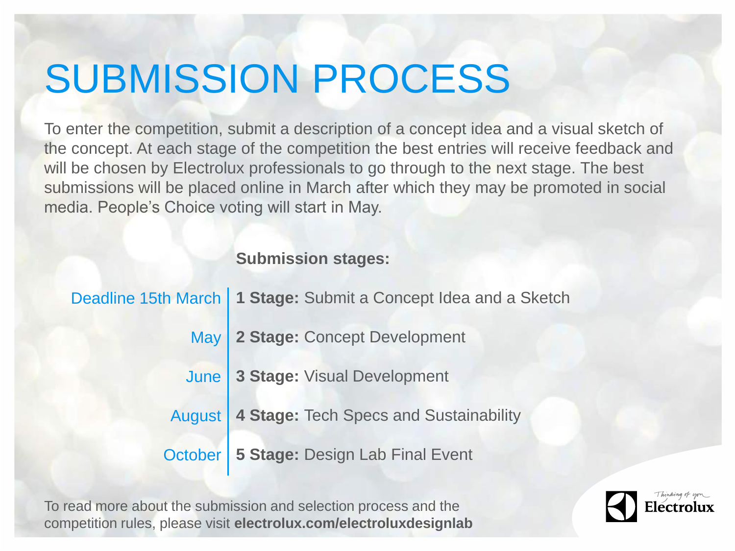# SUBMISSION PROCESS

To enter the competition, submit a description of a concept idea and a visual sketch of the concept. At each stage of the competition the best entries will receive feedback and will be chosen by Electrolux professionals to go through to the next stage. The best submissions will be placed online in March after which they may be promoted in social media. People's Choice voting will start in May.

**Submission stages:**

| | |
|---|---|
| Deadline 15th March | **1 Stage:** Submit a Concept Idea and a Sketch |
| May | **2 Stage:** Concept Development |
| June | **3 Stage:** Visual Development |
| August | **4 Stage:** Tech Specs and Sustainability |
| October | **5 Stage:** Design Lab Final Event |

To read more about the submission and selection process and the competition rules, please visit **electrolux.com/electroluxdesignlab**

Thinking of you
Electrolux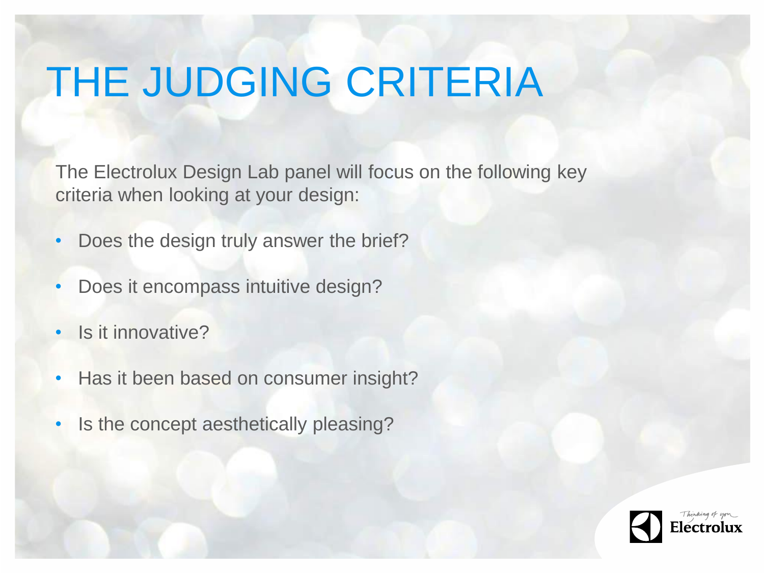# THE JUDGING CRITERIA

The Electrolux Design Lab panel will focus on the following key criteria when looking at your design:

- Does the design truly answer the brief?
- Does it encompass intuitive design?
- Is it innovative?
- Has it been based on consumer insight?
- Is the concept aesthetically pleasing?

Thinking of you
Electrolux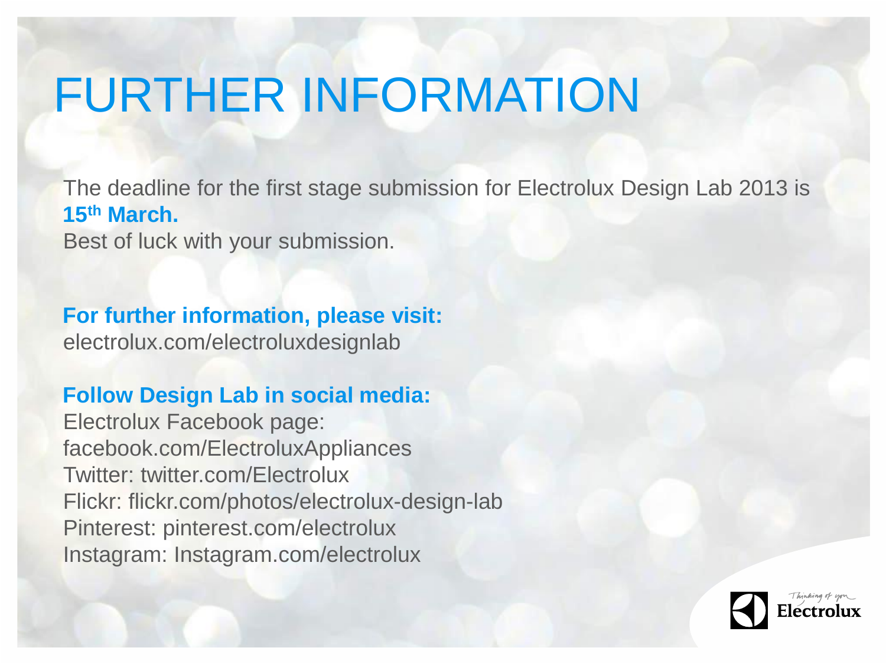# FURTHER INFORMATION

The deadline for the first stage submission for Electrolux Design Lab 2013 is **15th March.**

Best of luck with your submission.

**For further information, please visit:**
electrolux.com/electroluxdesignlab

**Follow Design Lab in social media:**
Electrolux Facebook page:
facebook.com/ElectroluxAppliances
Twitter: twitter.com/Electrolux
Flickr: flickr.com/photos/electrolux-design-lab
Pinterest: pinterest.com/electrolux
Instagram: Instagram.com/electrolux

Thinking of you
Electrolux